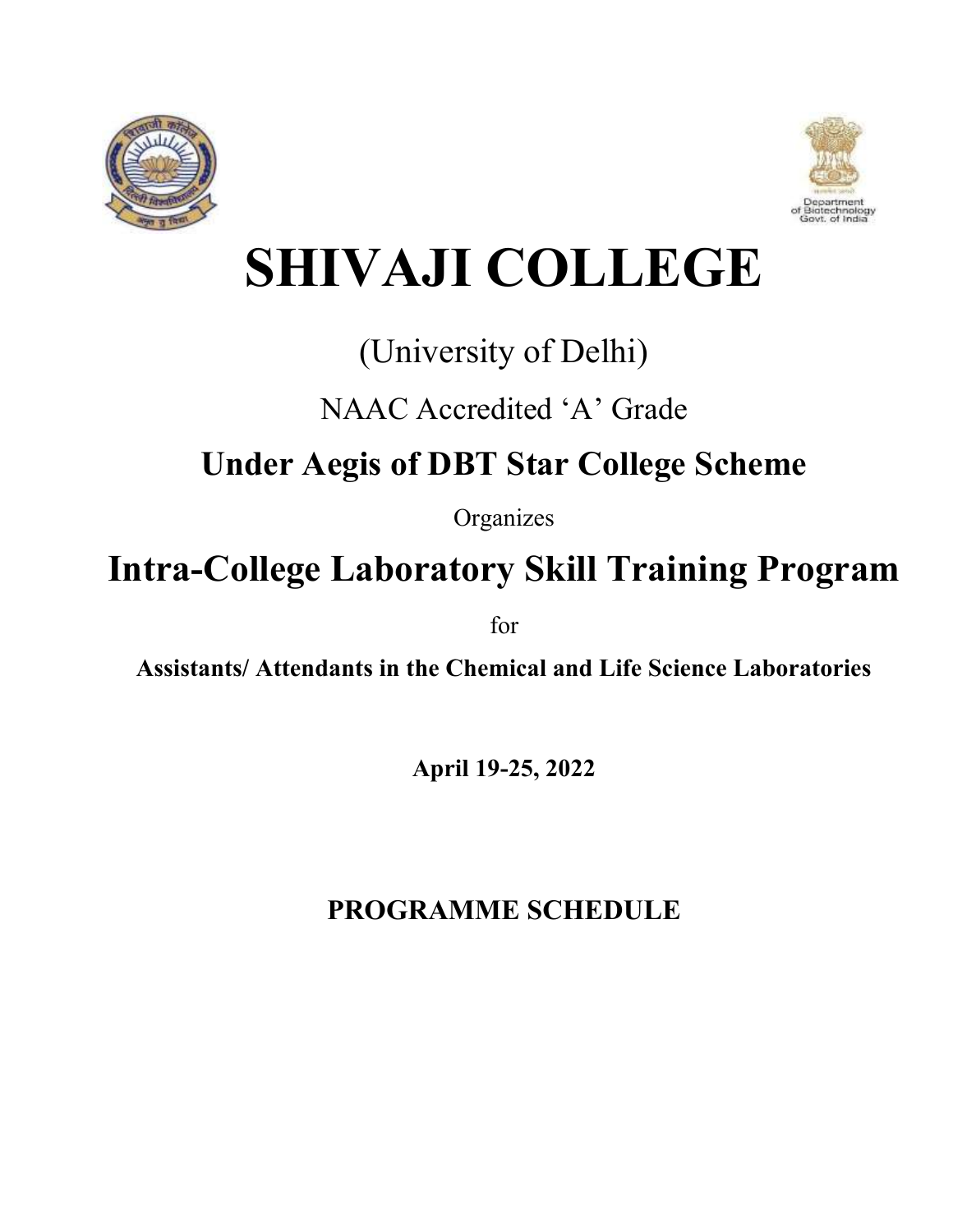# SHIVAJI COLLEGE

(University of Delhi)

NAAC Accredited 'A' Grade

## Under Aegis of DBT Star College Scheme

Organizes

## Intra-College Laboratory Skill Training Program

for

**Assistants/ Attendants in the Chemical and Life Science Laboratories**

**April 19-25, 2022**

**PROGRAMME SCHEDULE**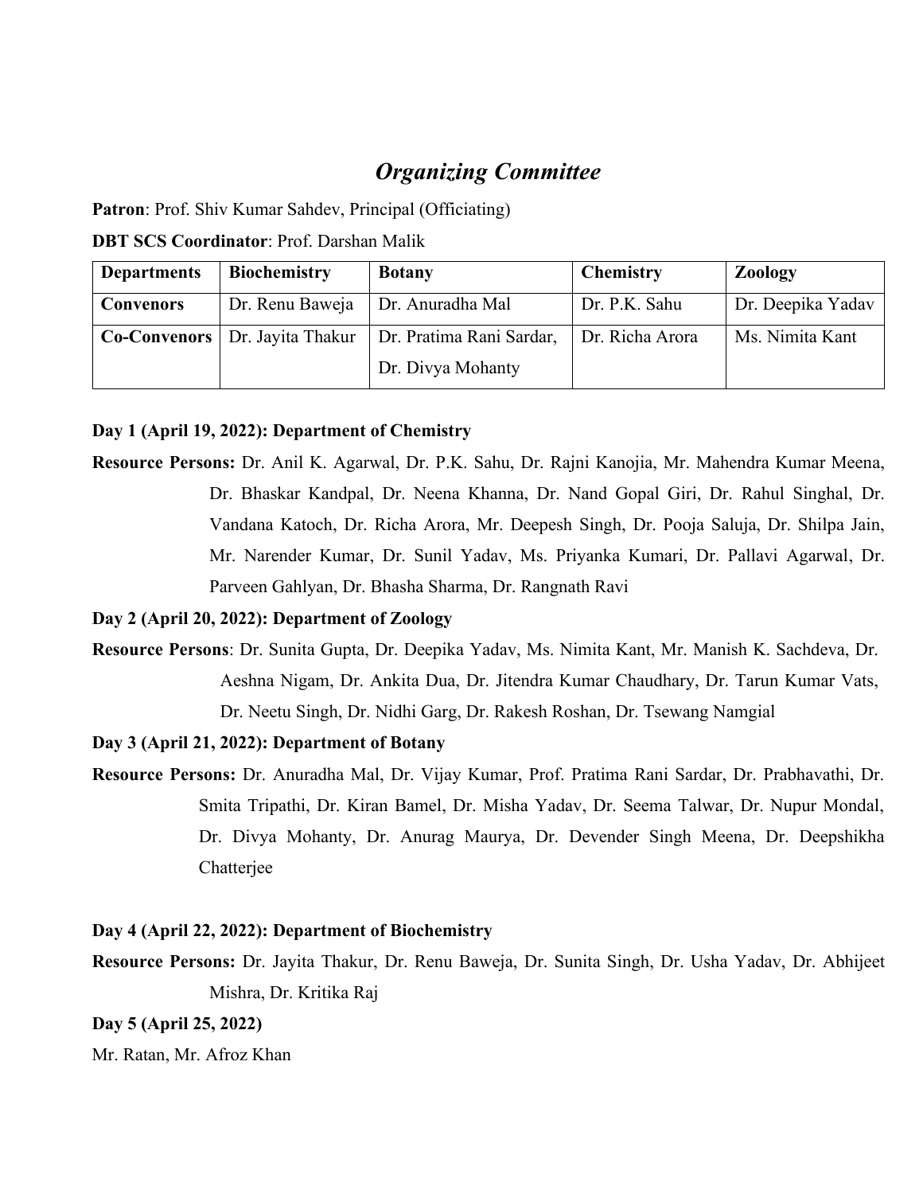## *Organizing Committee*

**Patron**: Prof. Shiv Kumar Sahdev, Principal (Officiating)

**DBT SCS Coordinator**: Prof. Darshan Malik

| **Departments** | **Biochemistry** | **Botany** | **Chemistry** | **Zoology** |
|---|---|---|---|---|
| **Convenors** | Dr. Renu Baweja | Dr. Anuradha Mal | Dr. P.K. Sahu | Dr. Deepika Yadav |
| **Co-Convenors** | Dr. Jayita Thakur | Dr. Pratima Rani Sardar, Dr. Divya Mohanty | Dr. Richa Arora | Ms. Nimita Kant |

**Day 1 (April 19, 2022): Department of Chemistry**

**Resource Persons:** Dr. Anil K. Agarwal, Dr. P.K. Sahu, Dr. Rajni Kanojia, Mr. Mahendra Kumar Meena, Dr. Bhaskar Kandpal, Dr. Neena Khanna, Dr. Nand Gopal Giri, Dr. Rahul Singhal, Dr. Vandana Katoch, Dr. Richa Arora, Mr. Deepesh Singh, Dr. Pooja Saluja, Dr. Shilpa Jain, Mr. Narender Kumar, Dr. Sunil Yadav, Ms. Priyanka Kumari, Dr. Pallavi Agarwal, Dr. Parveen Gahlyan, Dr. Bhasha Sharma, Dr. Rangnath Ravi

**Day 2 (April 20, 2022): Department of Zoology**

**Resource Persons**: Dr. Sunita Gupta, Dr. Deepika Yadav, Ms. Nimita Kant, Mr. Manish K. Sachdeva, Dr. Aeshna Nigam, Dr. Ankita Dua, Dr. Jitendra Kumar Chaudhary, Dr. Tarun Kumar Vats, Dr. Neetu Singh, Dr. Nidhi Garg, Dr. Rakesh Roshan, Dr. Tsewang Namgial

**Day 3 (April 21, 2022): Department of Botany**

**Resource Persons:** Dr. Anuradha Mal, Dr. Vijay Kumar, Prof. Pratima Rani Sardar, Dr. Prabhavathi, Dr. Smita Tripathi, Dr. Kiran Bamel, Dr. Misha Yadav, Dr. Seema Talwar, Dr. Nupur Mondal, Dr. Divya Mohanty, Dr. Anurag Maurya, Dr. Devender Singh Meena, Dr. Deepshikha Chatterjee

**Day 4 (April 22, 2022): Department of Biochemistry**

**Resource Persons:** Dr. Jayita Thakur, Dr. Renu Baweja, Dr. Sunita Singh, Dr. Usha Yadav, Dr. Abhijeet Mishra, Dr. Kritika Raj

**Day 5 (April 25, 2022)**

Mr. Ratan, Mr. Afroz Khan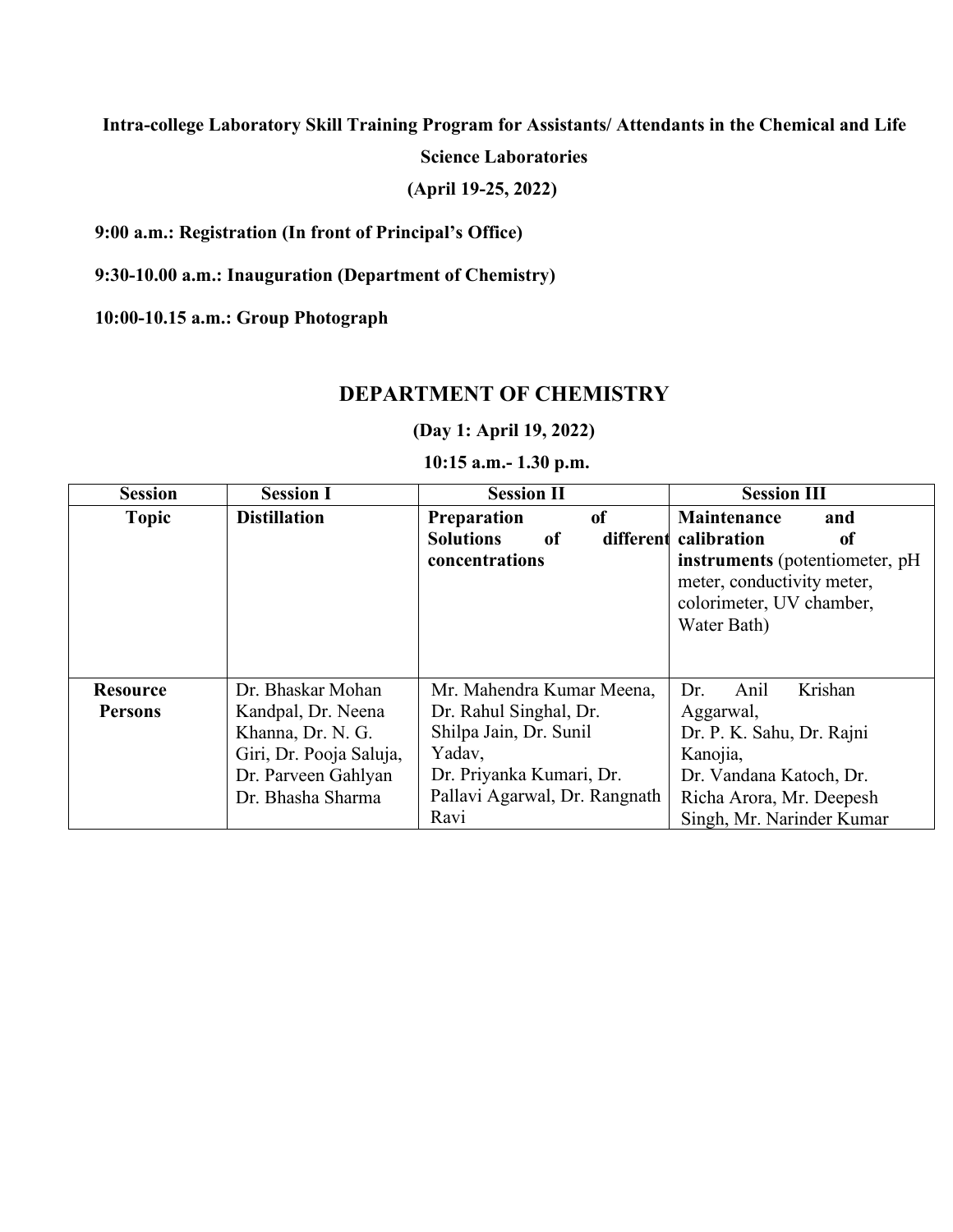**Intra-college Laboratory Skill Training Program for Assistants/ Attendants in the Chemical and Life Science Laboratories**

**(April 19-25, 2022)**

**9:00 a.m.: Registration (In front of Principal's Office)**

**9:30-10.00 a.m.: Inauguration (Department of Chemistry)**

**10:00-10.15 a.m.: Group Photograph**

## DEPARTMENT OF CHEMISTRY

**(Day 1: April 19, 2022)**

**10:15 a.m.- 1.30 p.m.**

| **Session** | **Session I** | **Session II** | **Session III** |
|---|---|---|---|
| **Topic** | **Distillation** | **Preparation of Solutions of different concentrations** | **Maintenance and calibration of instruments** (potentiometer, pH meter, conductivity meter, colorimeter, UV chamber, Water Bath) |
| **Resource Persons** | Dr. Bhaskar Mohan Kandpal, Dr. Neena Khanna, Dr. N. G. Giri, Dr. Pooja Saluja, Dr. Parveen Gahlyan Dr. Bhasha Sharma | Mr. Mahendra Kumar Meena, Dr. Rahul Singhal, Dr. Shilpa Jain, Dr. Sunil Yadav, Dr. Priyanka Kumari, Dr. Pallavi Agarwal, Dr. Rangnath Ravi | Dr. Anil Krishan Aggarwal, Dr. P. K. Sahu, Dr. Rajni Kanojia, Dr. Vandana Katoch, Dr. Richa Arora, Mr. Deepesh Singh, Mr. Narinder Kumar |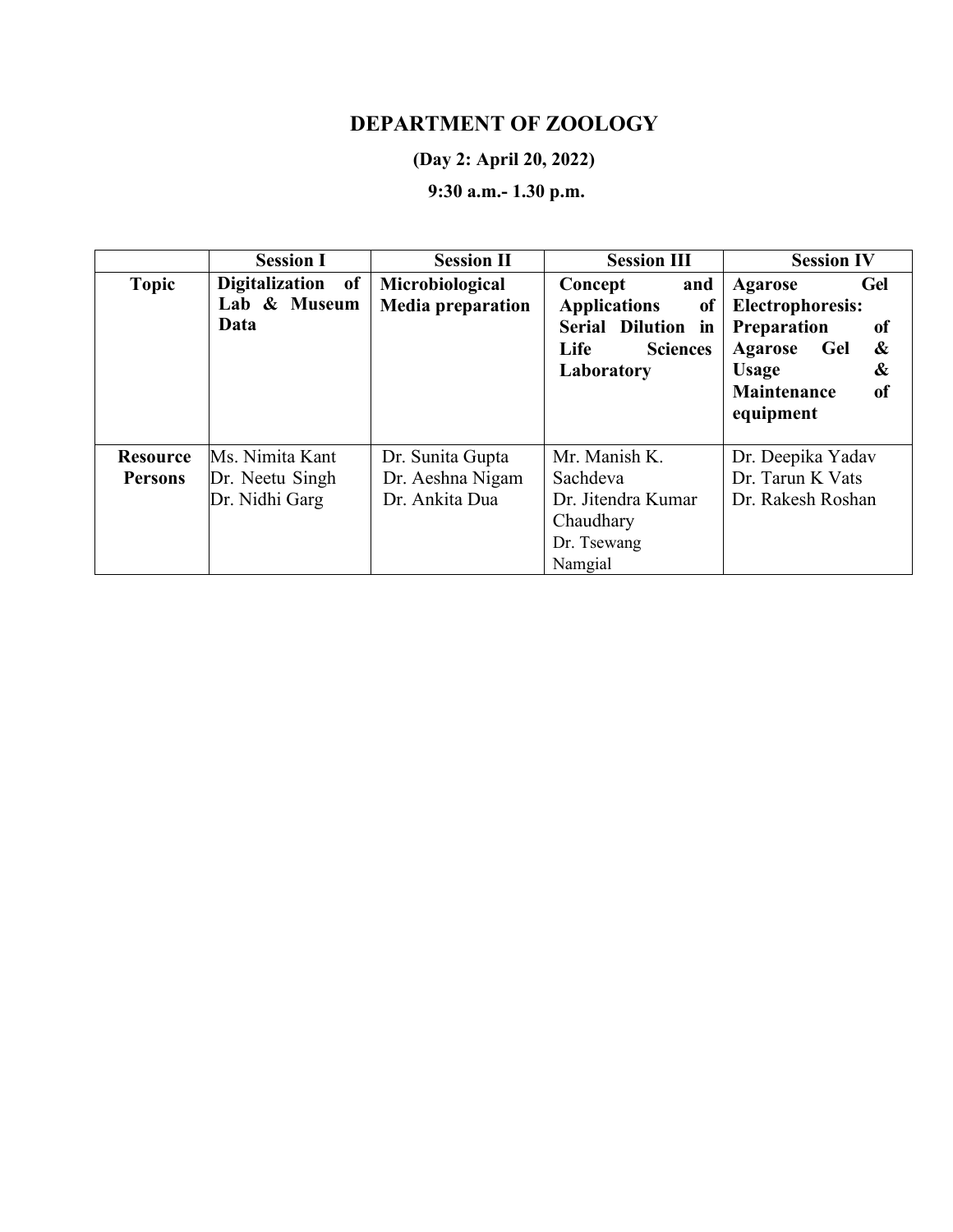# DEPARTMENT OF ZOOLOGY

**(Day 2: April 20, 2022)**

**9:30 a.m.- 1.30 p.m.**

| | Session I | Session II | Session III | Session IV |
|---|---|---|---|---|
| **Topic** | **Digitalization of Lab & Museum Data** | **Microbiological Media preparation** | **Concept and Applications of Serial Dilution in Life Sciences Laboratory** | **Agarose Gel Electrophoresis: Preparation of Agarose Gel & Usage & Maintenance of equipment** |
| **Resource Persons** | Ms. Nimita Kant<br>Dr. Neetu Singh<br>Dr. Nidhi Garg | Dr. Sunita Gupta<br>Dr. Aeshna Nigam<br>Dr. Ankita Dua | Mr. Manish K. Sachdeva<br>Dr. Jitendra Kumar Chaudhary<br>Dr. Tsewang Namgial | Dr. Deepika Yadav<br>Dr. Tarun K Vats<br>Dr. Rakesh Roshan |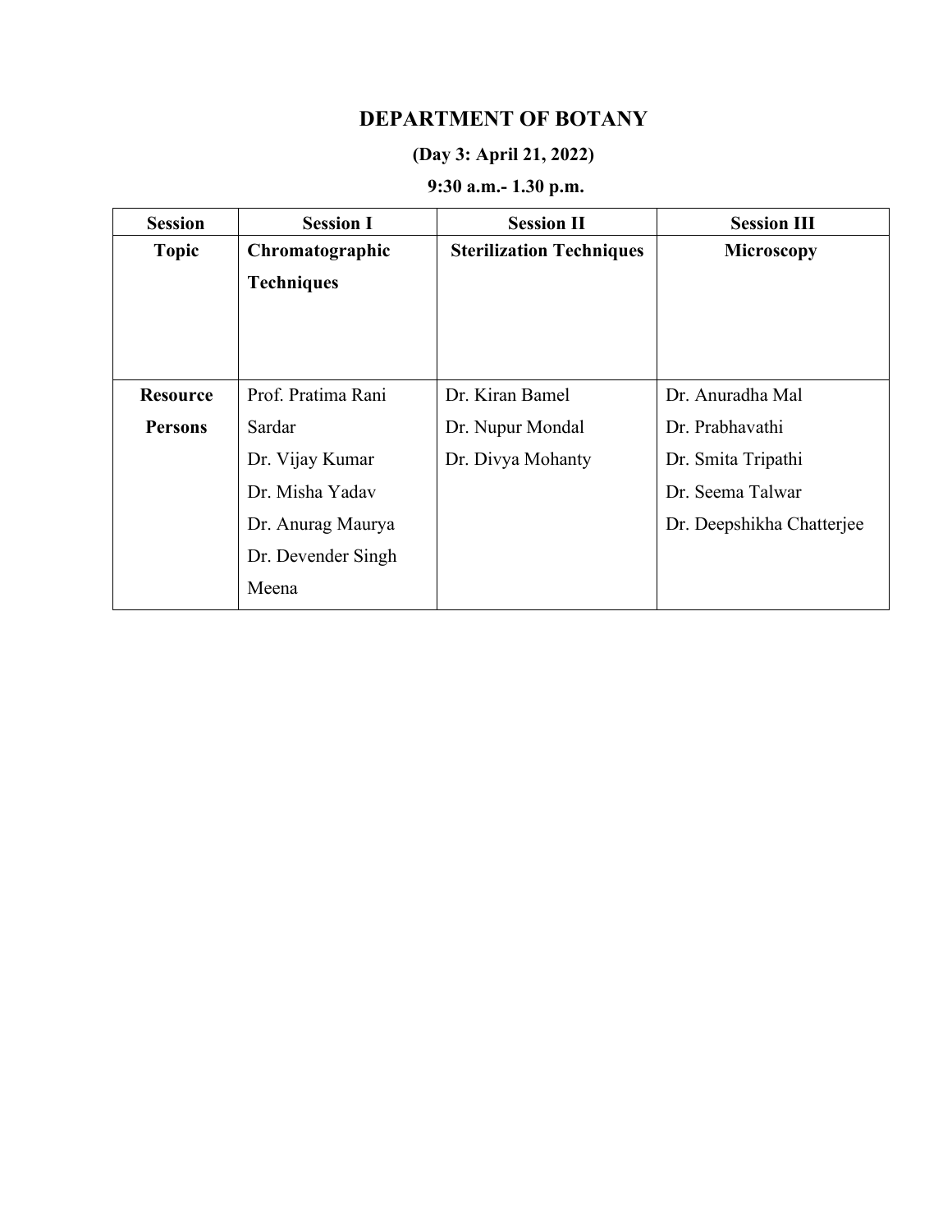# DEPARTMENT OF BOTANY

**(Day 3: April 21, 2022)**

**9:30 a.m.- 1.30 p.m.**

| **Session** | **Session I** | **Session II** | **Session III** |
|---|---|---|---|
| **Topic** | **Chromatographic Techniques** | **Sterilization Techniques** | **Microscopy** |
| **Resource Persons** | Prof. Pratima Rani Sardar<br>Dr. Vijay Kumar<br>Dr. Misha Yadav<br>Dr. Anurag Maurya<br>Dr. Devender Singh Meena | Dr. Kiran Bamel<br>Dr. Nupur Mondal<br>Dr. Divya Mohanty | Dr. Anuradha Mal<br>Dr. Prabhavathi<br>Dr. Smita Tripathi<br>Dr. Seema Talwar<br>Dr. Deepshikha Chatterjee |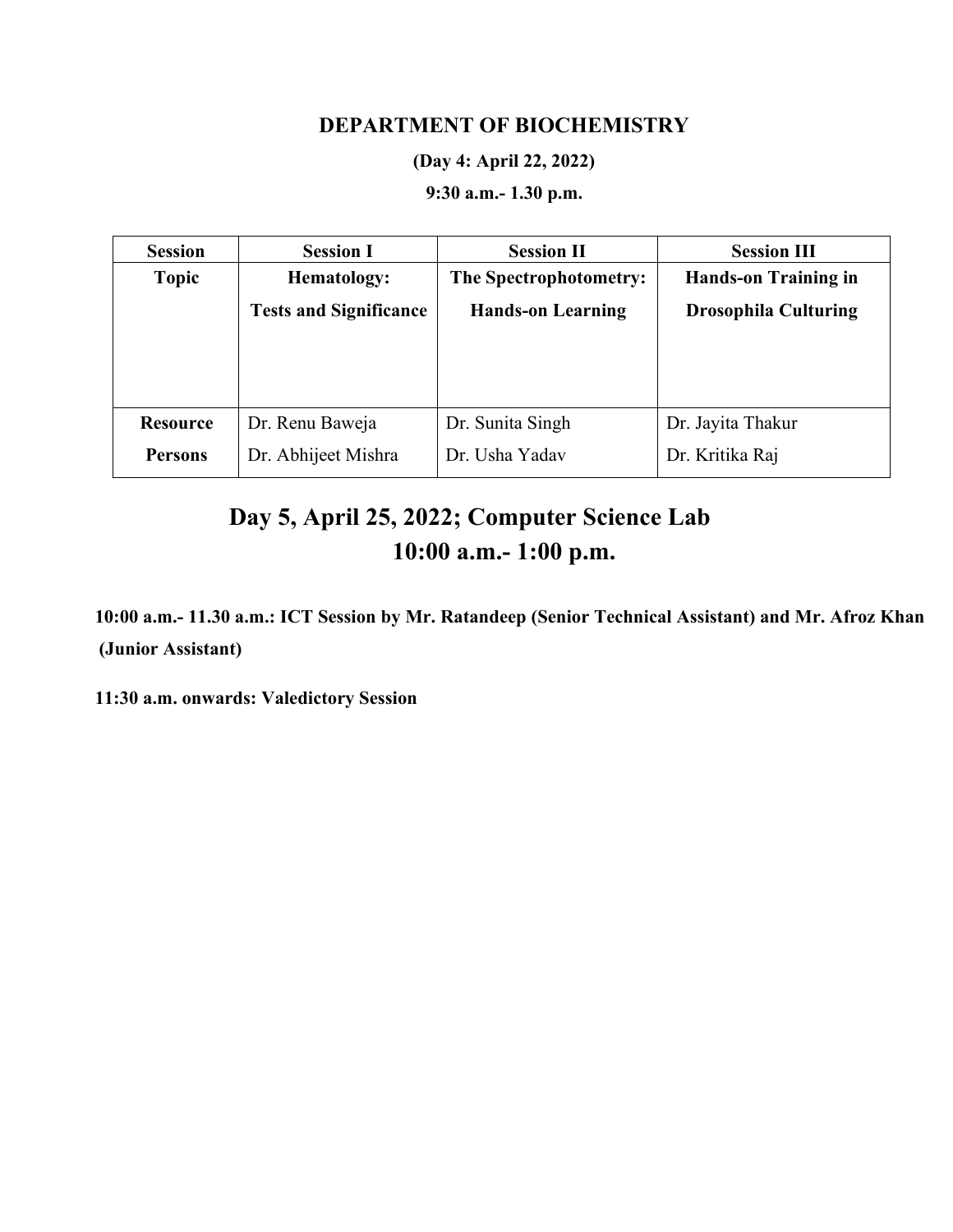## DEPARTMENT OF BIOCHEMISTRY

**(Day 4: April 22, 2022)**

**9:30 a.m.- 1.30 p.m.**

| Session | Session I | Session II | Session III |
|---|---|---|---|
| **Topic** | **Hematology: Tests and Significance** | **The Spectrophotometry: Hands-on Learning** | **Hands-on Training in Drosophila Culturing** |
| **Resource Persons** | Dr. Renu Baweja<br>Dr. Abhijeet Mishra | Dr. Sunita Singh<br>Dr. Usha Yadav | Dr. Jayita Thakur<br>Dr. Kritika Raj |

## Day 5, April 25, 2022; Computer Science Lab
## 10:00 a.m.- 1:00 p.m.

**10:00 a.m.- 11.30 a.m.: ICT Session by Mr. Ratandeep (Senior Technical Assistant) and Mr. Afroz Khan (Junior Assistant)**

**11:30 a.m. onwards: Valedictory Session**